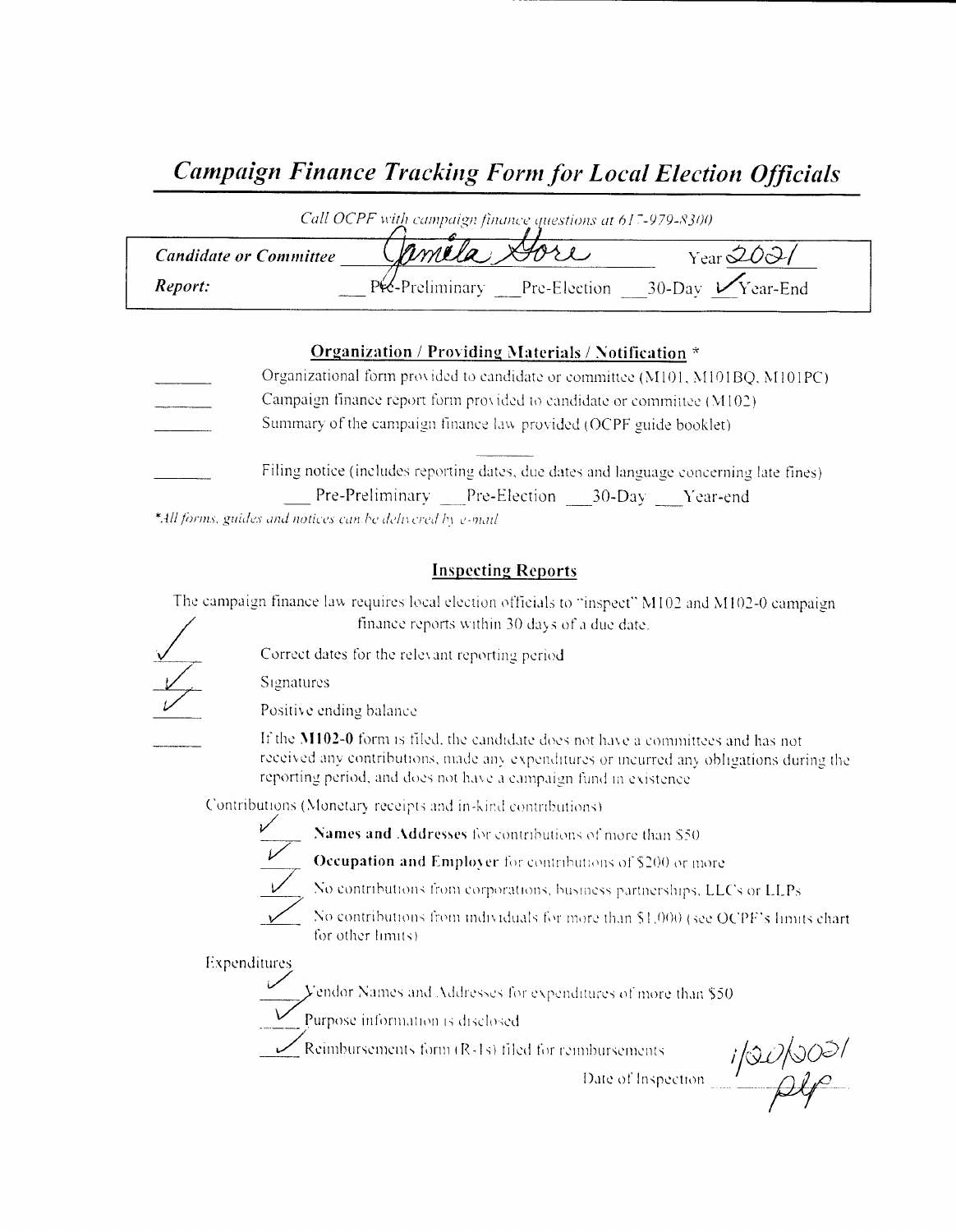# *Campaign Finance Tracking Form for Local Election Officials*

*Call OCPF with campaign finance questions at 617-979-8300*

| | | |
|---|---|---|
| ***Candidate or Committee*** | Jamila Gore | Year 2021 |
| ***Report:*** | ___ Pre-Preliminary ___ Pre-Election ___ 30-Day ✓ Year-End | |

### Organization / Providing Materials / Notification *

_____ Organizational form provided to candidate or committee (M101, M101BQ, M101PC)

_____ Campaign finance report form provided to candidate or committee (M102)

_____ Summary of the campaign finance law provided (OCPF guide booklet)

_____ Filing notice (includes reporting dates, due dates and language concerning late fines)

___ Pre-Preliminary ___ Pre-Election ___ 30-Day ___ Year-end

**All forms, guides and notices can be delivered by e-mail*

### Inspecting Reports

The campaign finance law requires local election officials to "inspect" M102 and M102-0 campaign finance reports within 30 days of a due date.

✓ Correct dates for the relevant reporting period

✓ Signatures

✓ Positive ending balance

_____ If the **M102-0** form is filed, the candidate does not have a committees and has not received any contributions, made any expenditures or incurred any obligations during the reporting period, and does not have a campaign fund in existence

Contributions (Monetary receipts and in-kind contributions)

✓ **Names and Addresses** for contributions of more than $50

✓ **Occupation and Employer** for contributions of $200 or more

✓ No contributions from corporations, business partnerships, LLCs or LLPs

✓ No contributions from individuals for more than $1,000 (see OCPF's limits chart for other limits)

Expenditures

✓ Vendor Names and Addresses for expenditures of more than $50

✓ Purpose information is disclosed

✓ Reimbursements form (R-1s) filed for reimbursements

Date of Inspection 1/20/2021 plp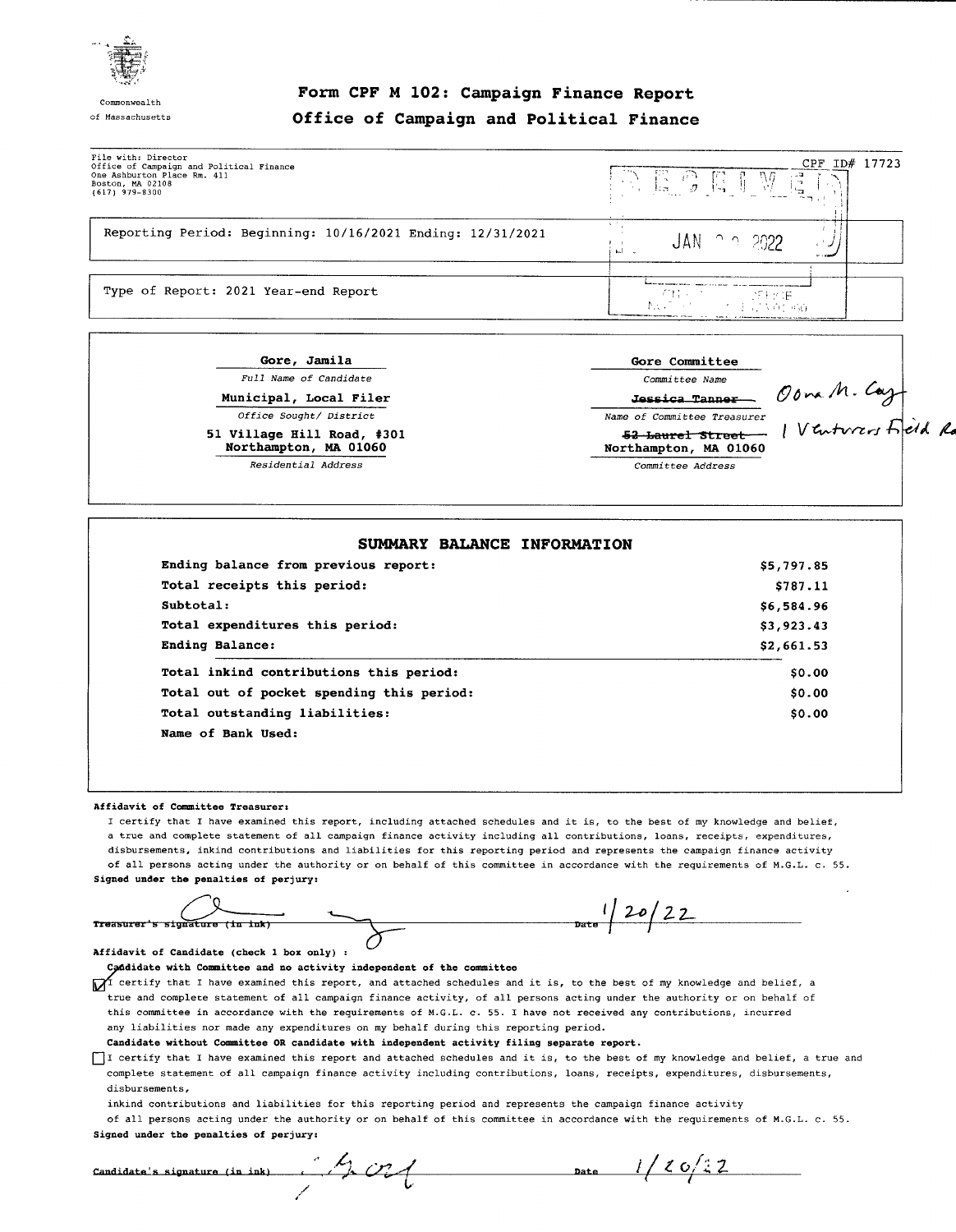Commonwealth of Massachusetts

# Form CPF M 102: Campaign Finance Report

# Office of Campaign and Political Finance

File with: Director
Office of Campaign and Political Finance
One Ashburton Place Rm. 411
Boston, MA 02108
(617) 979-8300

CPF ID# 17723

RECEIVED JAN 20 2022

Reporting Period: Beginning: 10/16/2021 Ending: 12/31/2021

Type of Report: 2021 Year-end Report

| | |
|---|---|
| **Gore, Jamila** | **Gore Committee** |
| *Full Name of Candidate* | *Committee Name* |
| **Municipal, Local Filer** | ~~**Jessica Tanner**~~ Oona M. Coy |
| *Office Sought/ District* | *Name of Committee Treasurer* |
| **51 Village Hill Road, #301** | ~~**52 Laurel Street**~~ 1 Venturers Field Rd |
| **Northampton, MA 01060** | **Northampton, MA 01060** |
| *Residential Address* | *Committee Address* |

## SUMMARY BALANCE INFORMATION

| | |
|---|---|
| **Ending balance from previous report:** | **$5,797.85** |
| **Total receipts this period:** | **$787.11** |
| **Subtotal:** | **$6,584.96** |
| **Total expenditures this period:** | **$3,923.43** |
| **Ending Balance:** | **$2,661.53** |
| **Total inkind contributions this period:** | **$0.00** |
| **Total out of pocket spending this period:** | **$0.00** |
| **Total outstanding liabilities:** | **$0.00** |
| **Name of Bank Used:** | |

**Affidavit of Committee Treasurer:**

I certify that I have examined this report, including attached schedules and it is, to the best of my knowledge and belief, a true and complete statement of all campaign finance activity including all contributions, loans, receipts, expenditures, disbursements, inkind contributions and liabilities for this reporting period and represents the campaign finance activity of all persons acting under the authority or on behalf of this committee in accordance with the requirements of M.G.L. c. 55.

**Signed under the penalties of perjury:**

Treasurer's signature (in ink) [signature] Date 1/20/22

**Affidavit of Candidate (check 1 box only) :**

**Candidate with Committee and no activity independent of the committee**

☑ I certify that I have examined this report, and attached schedules and it is, to the best of my knowledge and belief, a true and complete statement of all campaign finance activity, of all persons acting under the authority or on behalf of this committee in accordance with the requirements of M.G.L. c. 55. I have not received any contributions, incurred any liabilities nor made any expenditures on my behalf during this reporting period.

**Candidate without Committee OR candidate with independent activity filing separate report.**

☐ I certify that I have examined this report and attached schedules and it is, to the best of my knowledge and belief, a true and complete statement of all campaign finance activity including contributions, loans, receipts, expenditures, disbursements, disbursements,
inkind contributions and liabilities for this reporting period and represents the campaign finance activity of all persons acting under the authority or on behalf of this committee in accordance with the requirements of M.G.L. c. 55.

**Signed under the penalties of perjury:**

Candidate's signature (in ink) [signature] Date 1/20/22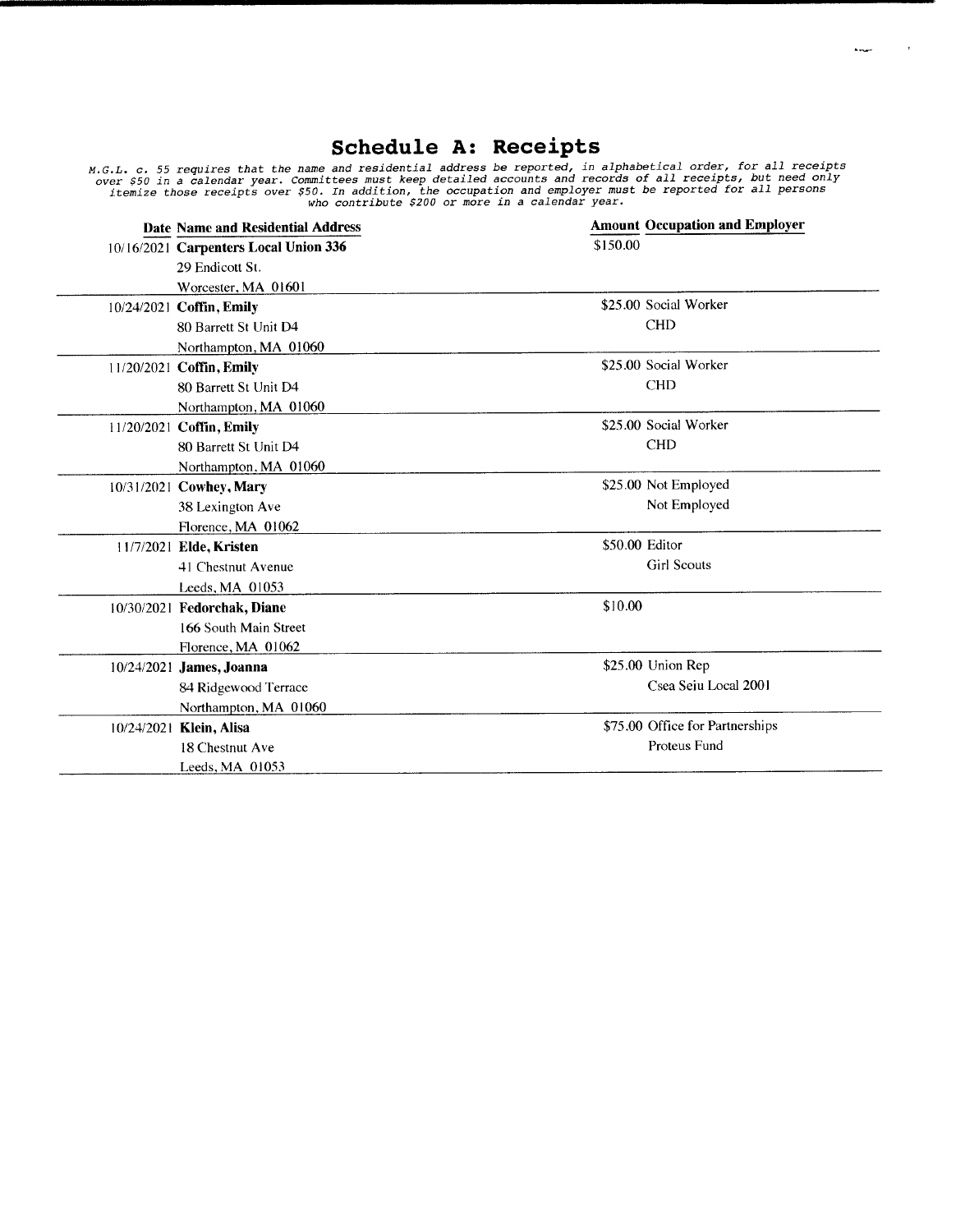# Schedule A: Receipts

*M.G.L. c. 55 requires that the name and residential address be reported, in alphabetical order, for all receipts over $50 in a calendar year. Committees must keep detailed accounts and records of all receipts, but need only itemize those receipts over $50. In addition, the occupation and employer must be reported for all persons who contribute $200 or more in a calendar year.*

| Date | Name and Residential Address | Amount | Occupation and Employer |
|---|---|---|---|
| 10/16/2021 | **Carpenters Local Union 336**<br>29 Endicott St.<br>Worcester, MA 01601 | $150.00 | |
| 10/24/2021 | **Coffin, Emily**<br>80 Barrett St Unit D4<br>Northampton, MA 01060 | $25.00 | Social Worker<br>CHD |
| 11/20/2021 | **Coffin, Emily**<br>80 Barrett St Unit D4<br>Northampton, MA 01060 | $25.00 | Social Worker<br>CHD |
| 11/20/2021 | **Coffin, Emily**<br>80 Barrett St Unit D4<br>Northampton, MA 01060 | $25.00 | Social Worker<br>CHD |
| 10/31/2021 | **Cowhey, Mary**<br>38 Lexington Ave<br>Florence, MA 01062 | $25.00 | Not Employed<br>Not Employed |
| 11/7/2021 | **Elde, Kristen**<br>41 Chestnut Avenue<br>Leeds, MA 01053 | $50.00 | Editor<br>Girl Scouts |
| 10/30/2021 | **Fedorchak, Diane**<br>166 South Main Street<br>Florence, MA 01062 | $10.00 | |
| 10/24/2021 | **James, Joanna**<br>84 Ridgewood Terrace<br>Northampton, MA 01060 | $25.00 | Union Rep<br>Csea Seiu Local 2001 |
| 10/24/2021 | **Klein, Alisa**<br>18 Chestnut Ave<br>Leeds, MA 01053 | $75.00 | Office for Partnerships<br>Proteus Fund |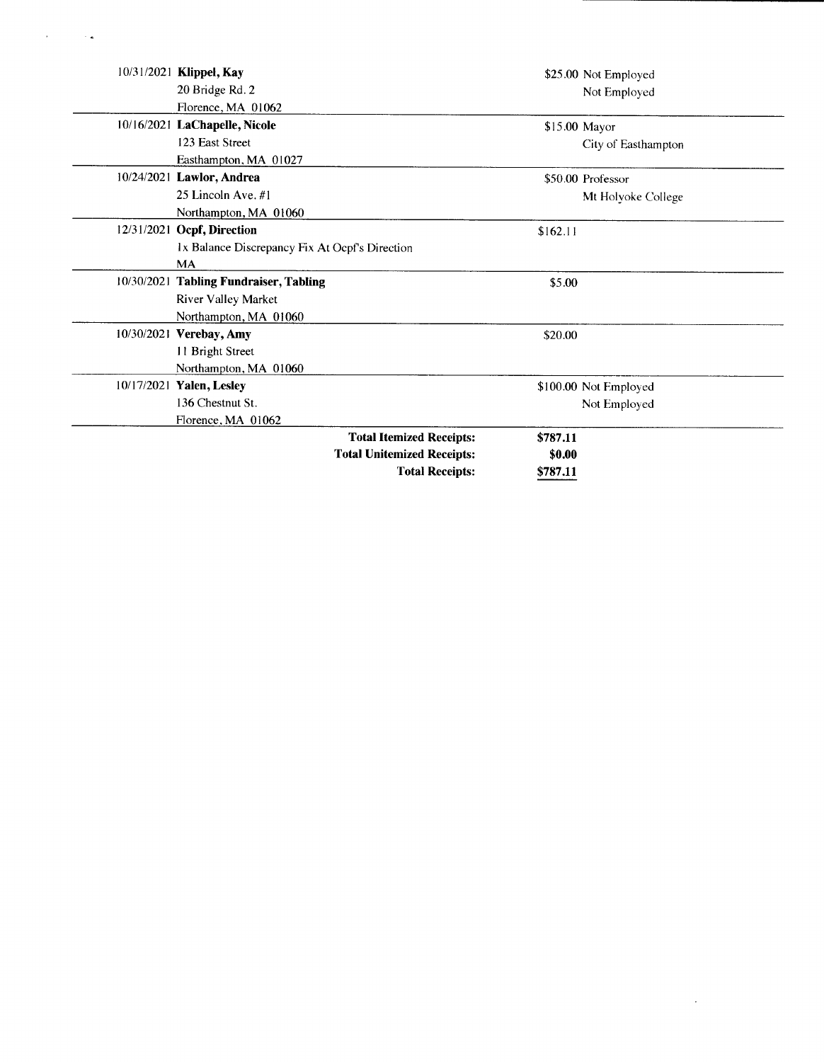| Date | Name / Address | Amount | Occupation / Employer |
|---|---|---|---|
| 10/31/2021 | **Klippel, Kay**<br>20 Bridge Rd. 2<br>Florence, MA 01062 | $25.00 | Not Employed<br>Not Employed |
| 10/16/2021 | **LaChapelle, Nicole**<br>123 East Street<br>Easthampton, MA 01027 | $15.00 | Mayor<br>City of Easthampton |
| 10/24/2021 | **Lawlor, Andrea**<br>25 Lincoln Ave. #1<br>Northampton, MA 01060 | $50.00 | Professor<br>Mt Holyoke College |
| 12/31/2021 | **Ocpf, Direction**<br>1x Balance Discrepancy Fix At Ocpf's Direction<br>MA | $162.11 | |
| 10/30/2021 | **Tabling Fundraiser, Tabling**<br>River Valley Market<br>Northampton, MA 01060 | $5.00 | |
| 10/30/2021 | **Verebay, Amy**<br>11 Bright Street<br>Northampton, MA 01060 | $20.00 | |
| 10/17/2021 | **Yalen, Lesley**<br>136 Chestnut St.<br>Florence, MA 01062 | $100.00 | Not Employed<br>Not Employed |

| | |
|---|---|
| **Total Itemized Receipts:** | **$787.11** |
| **Total Unitemized Receipts:** | **$0.00** |
| **Total Receipts:** | **$787.11** |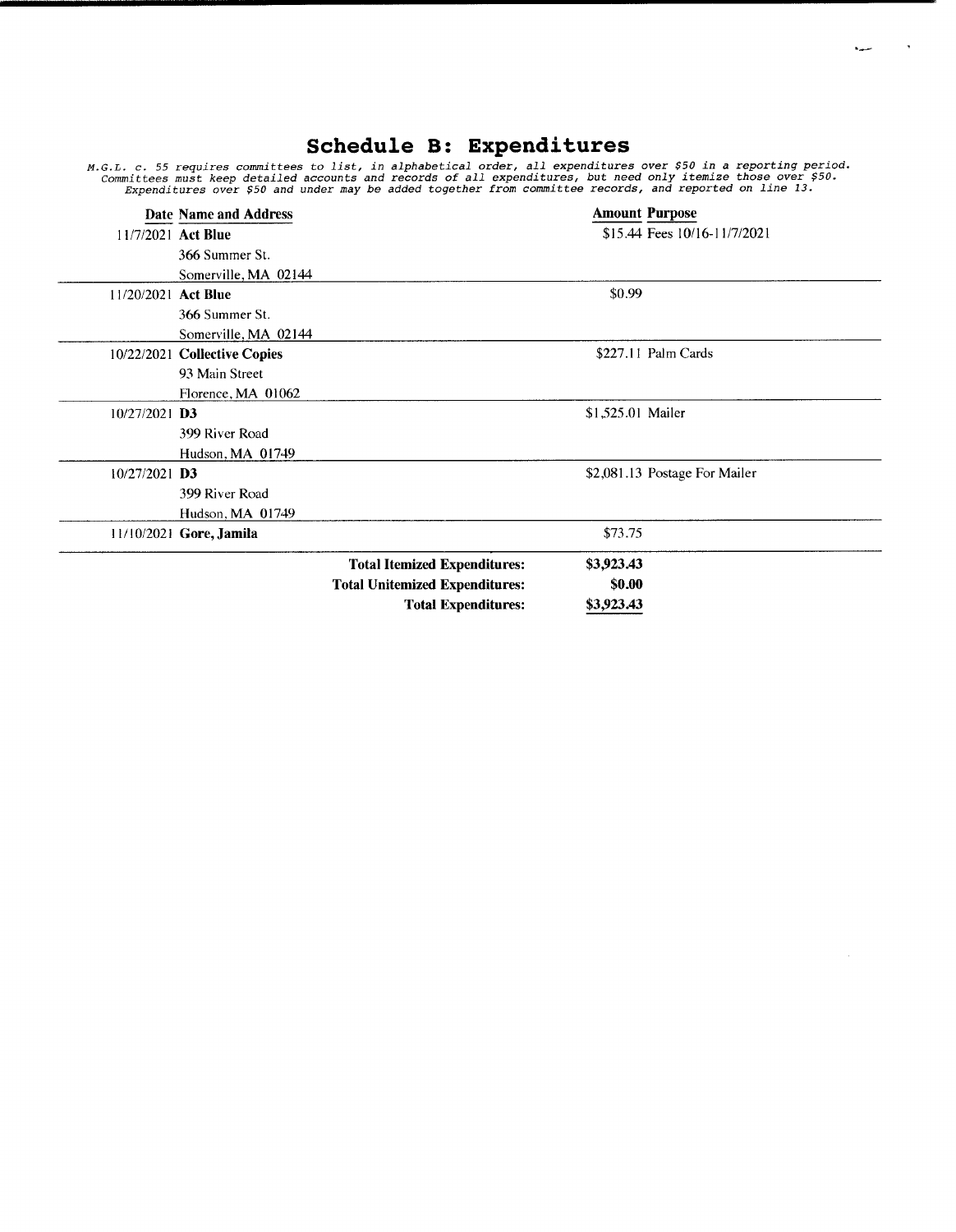# Schedule B: Expenditures

*M.G.L. c. 55 requires committees to list, in alphabetical order, all expenditures over $50 in a reporting period. Committees must keep detailed accounts and records of all expenditures, but need only itemize those over $50. Expenditures over $50 and under may be added together from committee records, and reported on line 13.*

| Date | Name and Address | Amount | Purpose |
|---|---|---|---|
| 11/7/2021 | **Act Blue**<br>366 Summer St.<br>Somerville, MA 02144 | $15.44 | Fees 10/16-11/7/2021 |
| 11/20/2021 | **Act Blue**<br>366 Summer St.<br>Somerville, MA 02144 | $0.99 | |
| 10/22/2021 | **Collective Copies**<br>93 Main Street<br>Florence, MA 01062 | $227.11 | Palm Cards |
| 10/27/2021 | **D3**<br>399 River Road<br>Hudson, MA 01749 | $1,525.01 | Mailer |
| 10/27/2021 | **D3**<br>399 River Road<br>Hudson, MA 01749 | $2,081.13 | Postage For Mailer |
| 11/10/2021 | **Gore, Jamila** | $73.75 | |
| | **Total Itemized Expenditures:** | **$3,923.43** | |
| | **Total Unitemized Expenditures:** | **$0.00** | |
| | **Total Expenditures:** | **$3,923.43** | |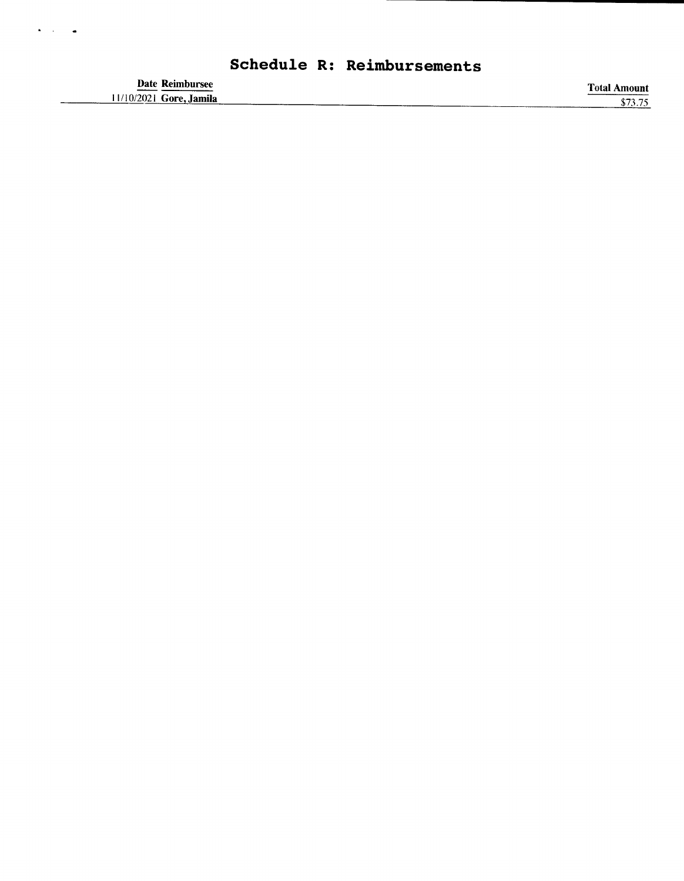# Schedule R: Reimbursements

| Date | Reimbursee | Total Amount |
|---|---|---|
| 11/10/2021 | **Gore, Jamila** | $73.75 |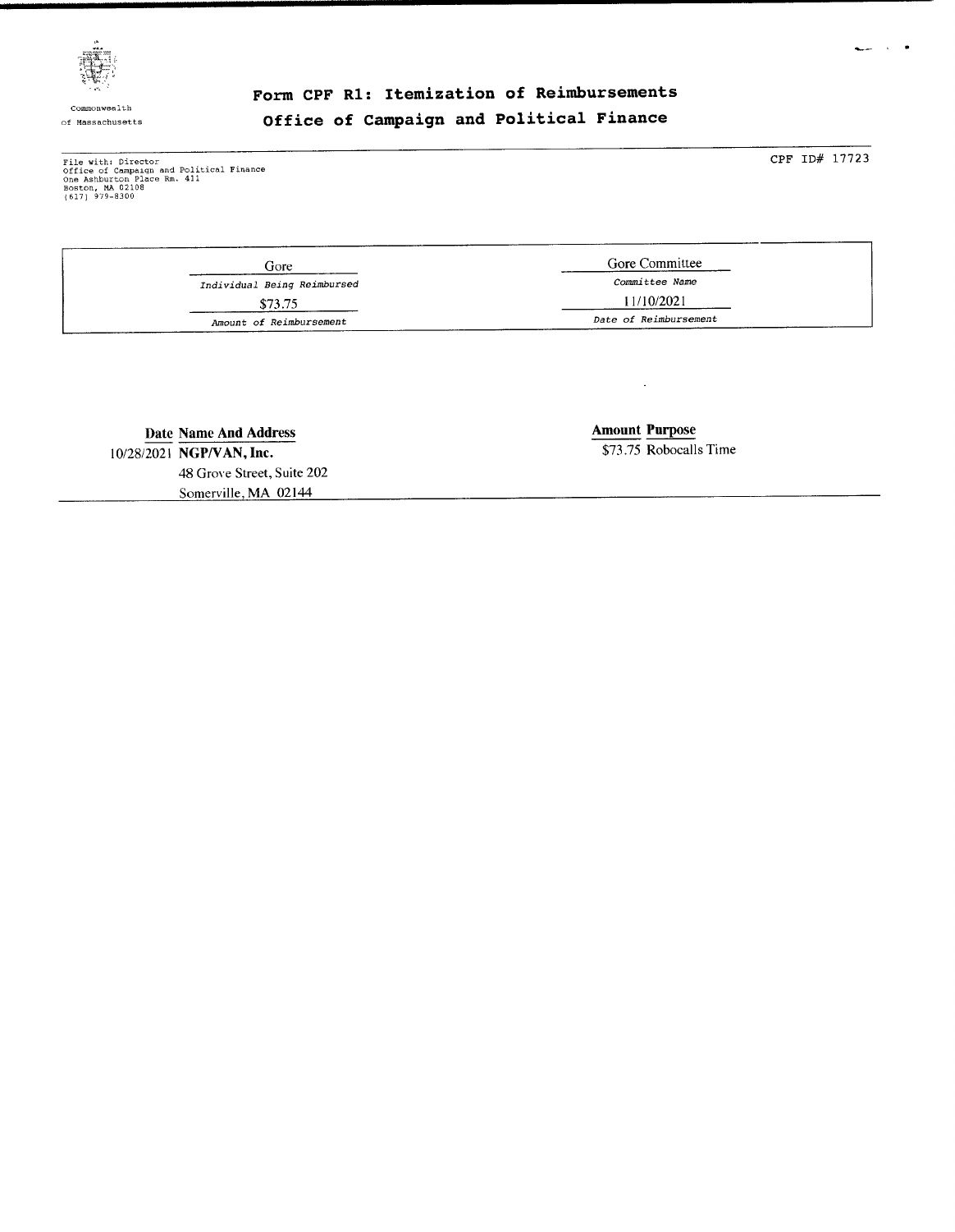Commonwealth of Massachusetts

# Form CPF R1: Itemization of Reimbursements

## Office of Campaign and Political Finance

File with: Director
Office of Campaign and Political Finance
One Ashburton Place Rm. 411
Boston, MA 02108
(617) 979-8300

CPF ID# 17723

| | |
|---|---|
| Gore | Gore Committee |
| *Individual Being Reimbursed* | *Committee Name* |
| $73.75 | 11/10/2021 |
| *Amount of Reimbursement* | *Date of Reimbursement* |

| Date | Name And Address | Amount | Purpose |
|---|---|---|---|
| 10/28/2021 | **NGP/VAN, Inc.**<br>48 Grove Street, Suite 202<br>Somerville, MA 02144 | $73.75 | Robocalls Time |